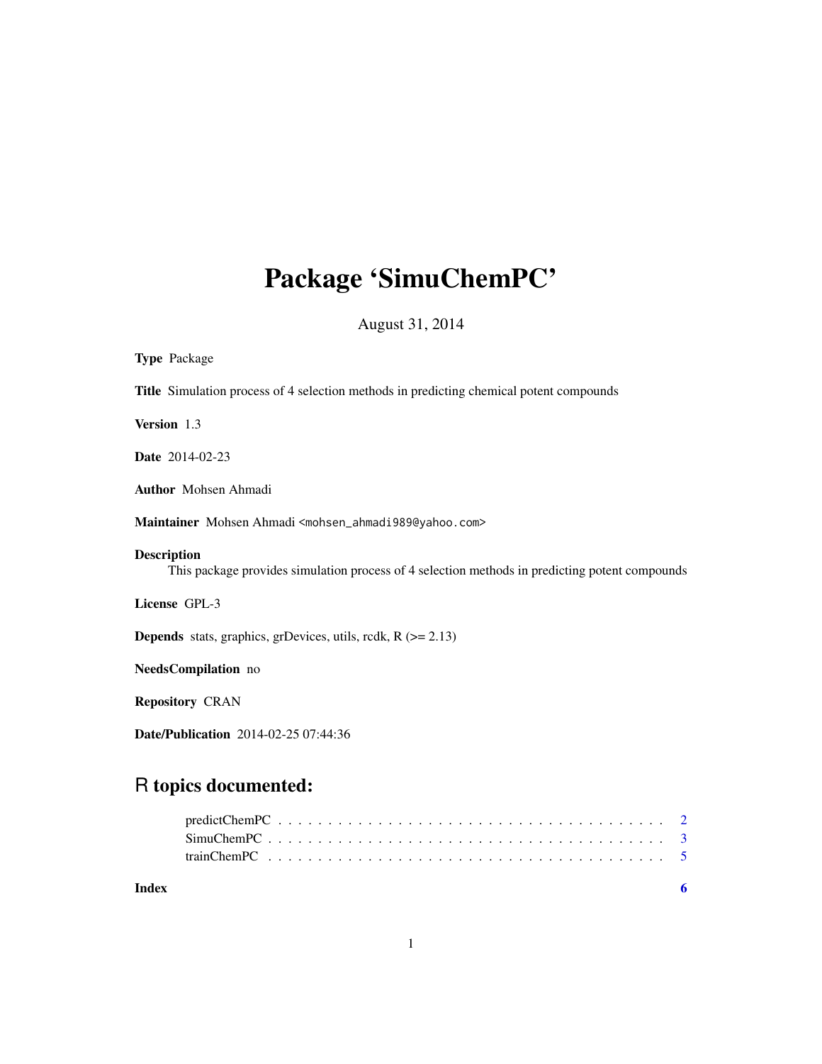# Package 'SimuChemPC'

August 31, 2014

**Type** Package

**Title** Simulation process of 4 selection methods in predicting chemical potent compounds

**Version** 1.3

**Date** 2014-02-23

**Author** Mohsen Ahmadi

**Maintainer** Mohsen Ahmadi <mohsen_ahmadi989@yahoo.com>

**Description**
This package provides simulation process of 4 selection methods in predicting potent compounds

**License** GPL-3

**Depends** stats, graphics, grDevices, utils, rcdk, R (>= 2.13)

**NeedsCompilation** no

**Repository** CRAN

**Date/Publication** 2014-02-25 07:44:36

## R topics documented:

- predictChemPC . . . . . . . . . . . . . . . . . . . . . . . . . . . . . . . . . . . . . . . . 2
- SimuChemPC . . . . . . . . . . . . . . . . . . . . . . . . . . . . . . . . . . . . . . . . 3
- trainChemPC . . . . . . . . . . . . . . . . . . . . . . . . . . . . . . . . . . . . . . . . 5

**Index** **6**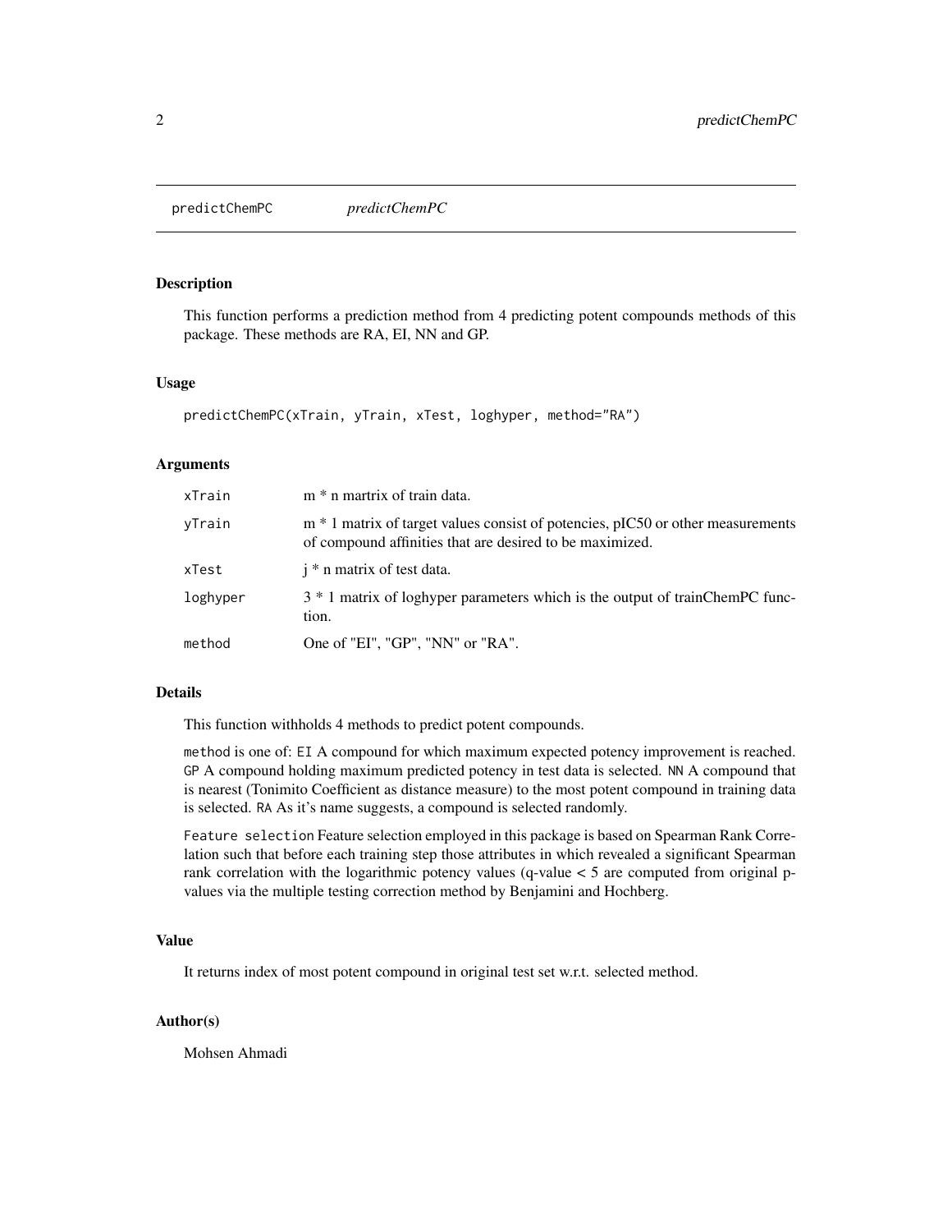predictChemPC *predictChemPC*

## Description

This function performs a prediction method from 4 predicting potent compounds methods of this package. These methods are RA, EI, NN and GP.

## Usage

```
predictChemPC(xTrain, yTrain, xTest, loghyper, method="RA")
```

## Arguments

| | |
|---|---|
| xTrain | m * n martrix of train data. |
| yTrain | m * 1 matrix of target values consist of potencies, pIC50 or other measurements of compound affinities that are desired to be maximized. |
| xTest | j * n matrix of test data. |
| loghyper | 3 * 1 matrix of loghyper parameters which is the output of trainChemPC function. |
| method | One of "EI", "GP", "NN" or "RA". |

## Details

This function withholds 4 methods to predict potent compounds.

`method` is one of: `EI` A compound for which maximum expected potency improvement is reached. `GP` A compound holding maximum predicted potency in test data is selected. `NN` A compound that is nearest (Tonimito Coefficient as distance measure) to the most potent compound in training data is selected. `RA` As it's name suggests, a compound is selected randomly.

`Feature selection` Feature selection employed in this package is based on Spearman Rank Correlation such that before each training step those attributes in which revealed a significant Spearman rank correlation with the logarithmic potency values (q-value < 5 are computed from original p-values via the multiple testing correction method by Benjamini and Hochberg.

## Value

It returns index of most potent compound in original test set w.r.t. selected method.

## Author(s)

Mohsen Ahmadi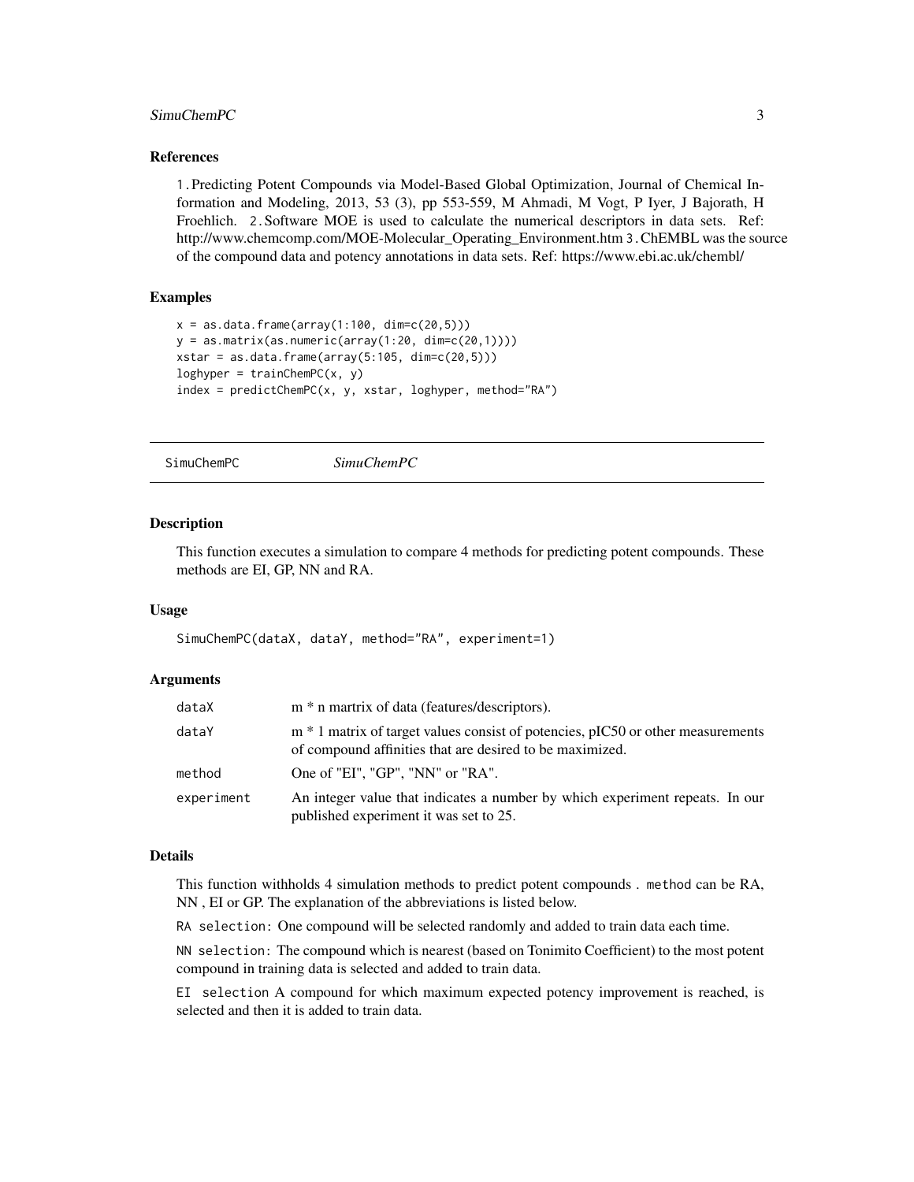### References

1. Predicting Potent Compounds via Model-Based Global Optimization, Journal of Chemical Information and Modeling, 2013, 53 (3), pp 553-559, M Ahmadi, M Vogt, P Iyer, J Bajorath, H Froehlich. 2. Software MOE is used to calculate the numerical descriptors in data sets. Ref: http://www.chemcomp.com/MOE-Molecular_Operating_Environment.htm 3. ChEMBL was the source of the compound data and potency annotations in data sets. Ref: https://www.ebi.ac.uk/chembl/

### Examples

```
x = as.data.frame(array(1:100, dim=c(20,5)))
y = as.matrix(as.numeric(array(1:20, dim=c(20,1))))
xstar = as.data.frame(array(5:105, dim=c(20,5)))
loghyper = trainChemPC(x, y)
index = predictChemPC(x, y, xstar, loghyper, method="RA")
```

---

## SimuChemPC *SimuChemPC*

---

### Description

This function executes a simulation to compare 4 methods for predicting potent compounds. These methods are EI, GP, NN and RA.

### Usage

```
SimuChemPC(dataX, dataY, method="RA", experiment=1)
```

### Arguments

| | |
|---|---|
| dataX | m * n martrix of data (features/descriptors). |
| dataY | m * 1 matrix of target values consist of potencies, pIC50 or other measurements of compound affinities that are desired to be maximized. |
| method | One of "EI", "GP", "NN" or "RA". |
| experiment | An integer value that indicates a number by which experiment repeats. In our published experiment it was set to 25. |

### Details

This function withholds 4 simulation methods to predict potent compounds . `method` can be RA, NN , EI or GP. The explanation of the abbreviations is listed below.

`RA selection`: One compound will be selected randomly and added to train data each time.

`NN selection`: The compound which is nearest (based on Tonimito Coefficient) to the most potent compound in training data is selected and added to train data.

`EI selection` A compound for which maximum expected potency improvement is reached, is selected and then it is added to train data.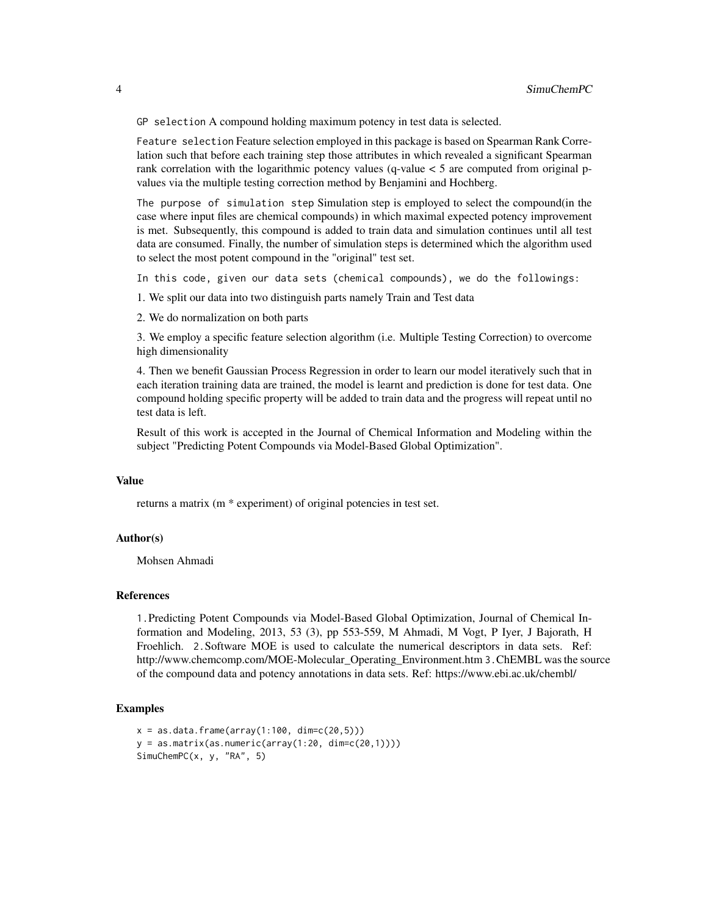`GP selection` A compound holding maximum potency in test data is selected.

`Feature selection` Feature selection employed in this package is based on Spearman Rank Correlation such that before each training step those attributes in which revealed a significant Spearman rank correlation with the logarithmic potency values (q-value < 5 are computed from original p-values via the multiple testing correction method by Benjamini and Hochberg.

`The purpose of simulation step` Simulation step is employed to select the compound(in the case where input files are chemical compounds) in which maximal expected potency improvement is met. Subsequently, this compound is added to train data and simulation continues until all test data are consumed. Finally, the number of simulation steps is determined which the algorithm used to select the most potent compound in the "original" test set.

`In this code, given our data sets (chemical compounds), we do the followings:`

1. We split our data into two distinguish parts namely Train and Test data

2. We do normalization on both parts

3. We employ a specific feature selection algorithm (i.e. Multiple Testing Correction) to overcome high dimensionality

4. Then we benefit Gaussian Process Regression in order to learn our model iteratively such that in each iteration training data are trained, the model is learnt and prediction is done for test data. One compound holding specific property will be added to train data and the progress will repeat until no test data is left.

Result of this work is accepted in the Journal of Chemical Information and Modeling within the subject "Predicting Potent Compounds via Model-Based Global Optimization".

### Value

returns a matrix (m * experiment) of original potencies in test set.

### Author(s)

Mohsen Ahmadi

### References

1. Predicting Potent Compounds via Model-Based Global Optimization, Journal of Chemical Information and Modeling, 2013, 53 (3), pp 553-559, M Ahmadi, M Vogt, P Iyer, J Bajorath, H Froehlich. 2. Software MOE is used to calculate the numerical descriptors in data sets. Ref: http://www.chemcomp.com/MOE-Molecular_Operating_Environment.htm 3. ChEMBL was the source of the compound data and potency annotations in data sets. Ref: https://www.ebi.ac.uk/chembl/

### Examples

```
x = as.data.frame(array(1:100, dim=c(20,5)))
y = as.matrix(as.numeric(array(1:20, dim=c(20,1))))
SimuChemPC(x, y, "RA", 5)
```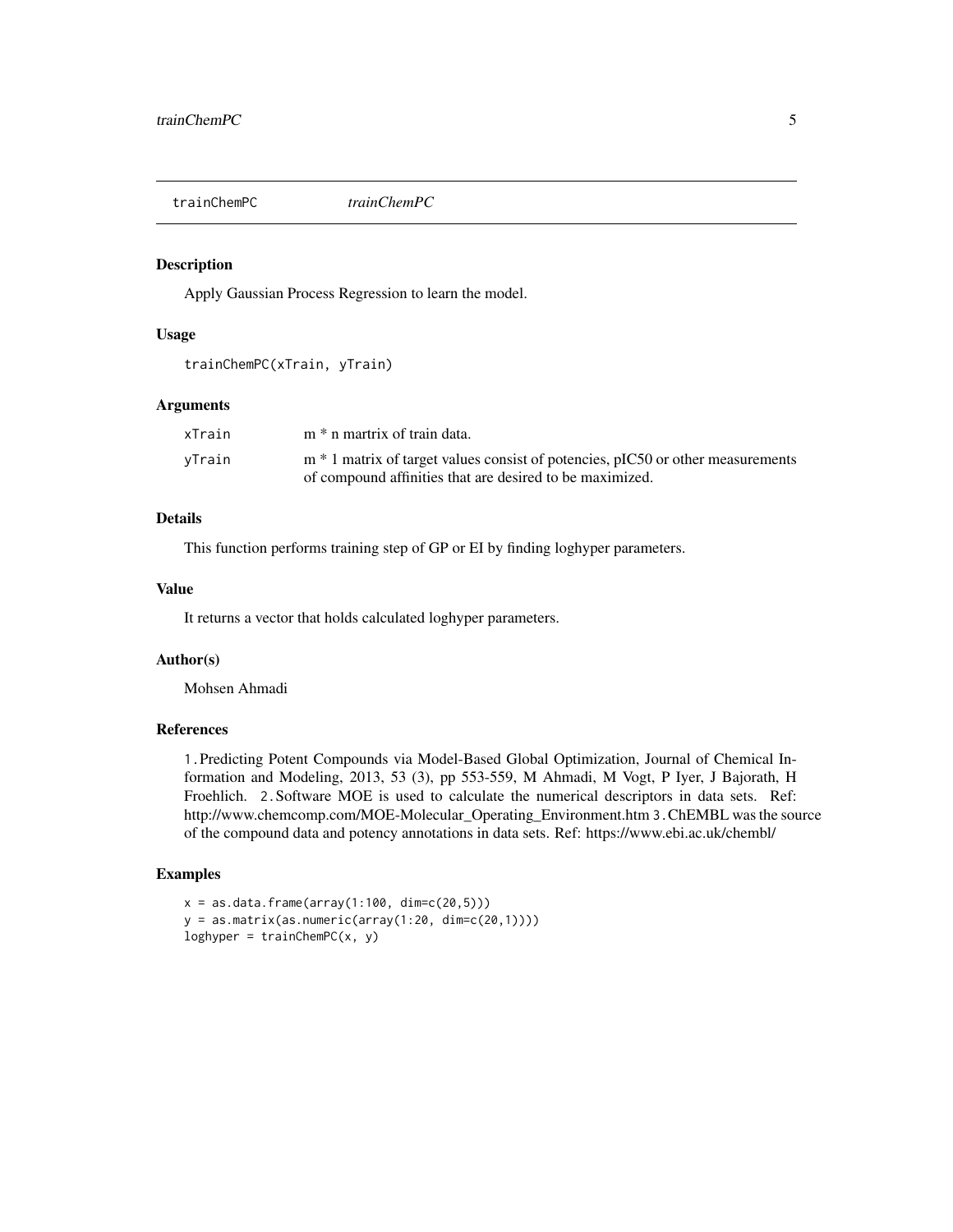trainChemPC *trainChemPC*

### Description

Apply Gaussian Process Regression to learn the model.

### Usage

```
trainChemPC(xTrain, yTrain)
```

### Arguments

| | |
|---|---|
| xTrain | m * n martrix of train data. |
| yTrain | m * 1 matrix of target values consist of potencies, pIC50 or other measurements of compound affinities that are desired to be maximized. |

### Details

This function performs training step of GP or EI by finding loghyper parameters.

### Value

It returns a vector that holds calculated loghyper parameters.

### Author(s)

Mohsen Ahmadi

### References

1. Predicting Potent Compounds via Model-Based Global Optimization, Journal of Chemical Information and Modeling, 2013, 53 (3), pp 553-559, M Ahmadi, M Vogt, P Iyer, J Bajorath, H Froehlich. 2. Software MOE is used to calculate the numerical descriptors in data sets. Ref: http://www.chemcomp.com/MOE-Molecular_Operating_Environment.htm 3. ChEMBL was the source of the compound data and potency annotations in data sets. Ref: https://www.ebi.ac.uk/chembl/

### Examples

```
x = as.data.frame(array(1:100, dim=c(20,5)))
y = as.matrix(as.numeric(array(1:20, dim=c(20,1))))
loghyper = trainChemPC(x, y)
```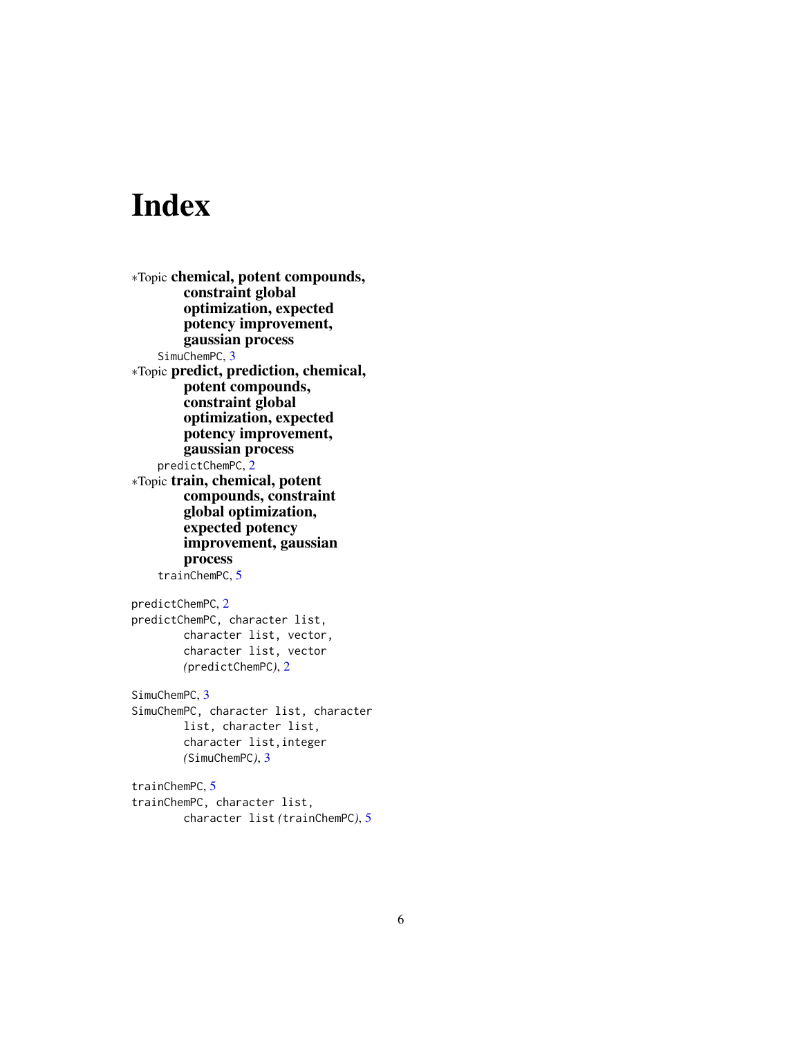# Index

*Topic **chemical, potent compounds, constraint global optimization, expected potency improvement, gaussian process**
- SimuChemPC, 3

*Topic **predict, prediction, chemical, potent compounds, constraint global optimization, expected potency improvement, gaussian process**
- predictChemPC, 2

*Topic **train, chemical, potent compounds, constraint global optimization, expected potency improvement, gaussian process**
- trainChemPC, 5

predictChemPC, 2
predictChemPC, character list, character list, vector, character list, vector *(*predictChemPC*)*, 2

SimuChemPC, 3
SimuChemPC, character list, character list, character list, character list,integer *(*SimuChemPC*)*, 3

trainChemPC, 5
trainChemPC, character list, character list *(*trainChemPC*)*, 5